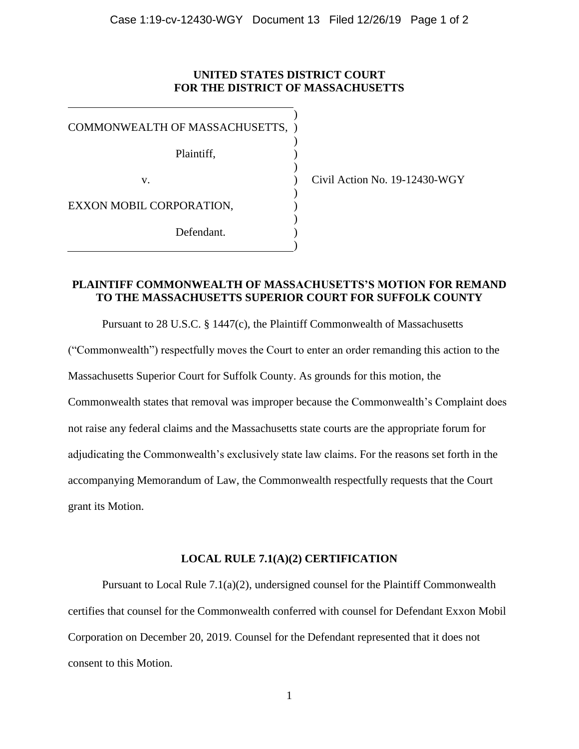**UNITED STATES DISTRICT COURT**
**FOR THE DISTRICT OF MASSACHUSETTS**

COMMONWEALTH OF MASSACHUSETTS,

Plaintiff,

v.

EXXON MOBIL CORPORATION,

Defendant.

Civil Action No. 19-12430-WGY

**PLAINTIFF COMMONWEALTH OF MASSACHUSETTS'S MOTION FOR REMAND TO THE MASSACHUSETTS SUPERIOR COURT FOR SUFFOLK COUNTY**

Pursuant to 28 U.S.C. § 1447(c), the Plaintiff Commonwealth of Massachusetts ("Commonwealth") respectfully moves the Court to enter an order remanding this action to the Massachusetts Superior Court for Suffolk County. As grounds for this motion, the Commonwealth states that removal was improper because the Commonwealth's Complaint does not raise any federal claims and the Massachusetts state courts are the appropriate forum for adjudicating the Commonwealth's exclusively state law claims. For the reasons set forth in the accompanying Memorandum of Law, the Commonwealth respectfully requests that the Court grant its Motion.

**LOCAL RULE 7.1(A)(2) CERTIFICATION**

Pursuant to Local Rule 7.1(a)(2), undersigned counsel for the Plaintiff Commonwealth certifies that counsel for the Commonwealth conferred with counsel for Defendant Exxon Mobil Corporation on December 20, 2019. Counsel for the Defendant represented that it does not consent to this Motion.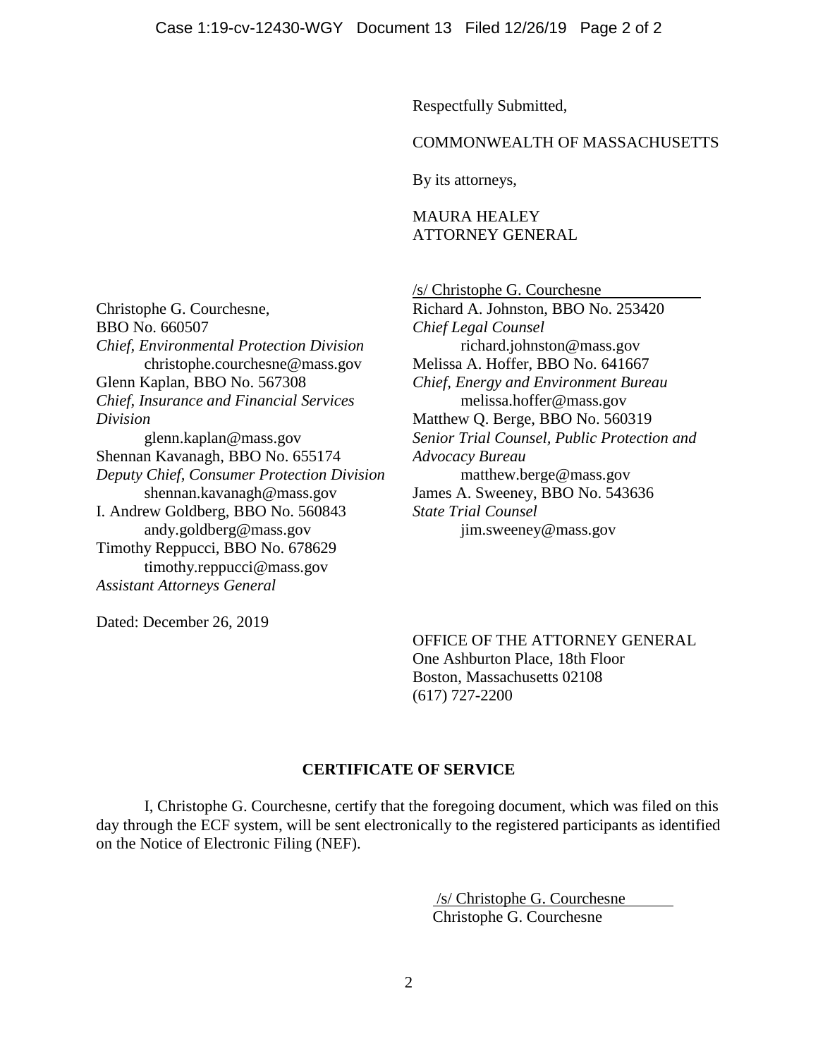Respectfully Submitted,

COMMONWEALTH OF MASSACHUSETTS

By its attorneys,

MAURA HEALEY
ATTORNEY GENERAL

/s/ Christophe G. Courchesne

Christophe G. Courchesne,
BBO No. 660507
*Chief, Environmental Protection Division*
christophe.courchesne@mass.gov
Glenn Kaplan, BBO No. 567308
*Chief, Insurance and Financial Services Division*
glenn.kaplan@mass.gov
Shennan Kavanagh, BBO No. 655174
*Deputy Chief, Consumer Protection Division*
shennan.kavanagh@mass.gov
I. Andrew Goldberg, BBO No. 560843
andy.goldberg@mass.gov
Timothy Reppucci, BBO No. 678629
timothy.reppucci@mass.gov
*Assistant Attorneys General*

Richard A. Johnston, BBO No. 253420
*Chief Legal Counsel*
richard.johnston@mass.gov
Melissa A. Hoffer, BBO No. 641667
*Chief, Energy and Environment Bureau*
melissa.hoffer@mass.gov
Matthew Q. Berge, BBO No. 560319
*Senior Trial Counsel, Public Protection and Advocacy Bureau*
matthew.berge@mass.gov
James A. Sweeney, BBO No. 543636
*State Trial Counsel*
jim.sweeney@mass.gov

Dated: December 26, 2019

OFFICE OF THE ATTORNEY GENERAL
One Ashburton Place, 18th Floor
Boston, Massachusetts 02108
(617) 727-2200

**CERTIFICATE OF SERVICE**

I, Christophe G. Courchesne, certify that the foregoing document, which was filed on this day through the ECF system, will be sent electronically to the registered participants as identified on the Notice of Electronic Filing (NEF).

/s/ Christophe G. Courchesne
Christophe G. Courchesne